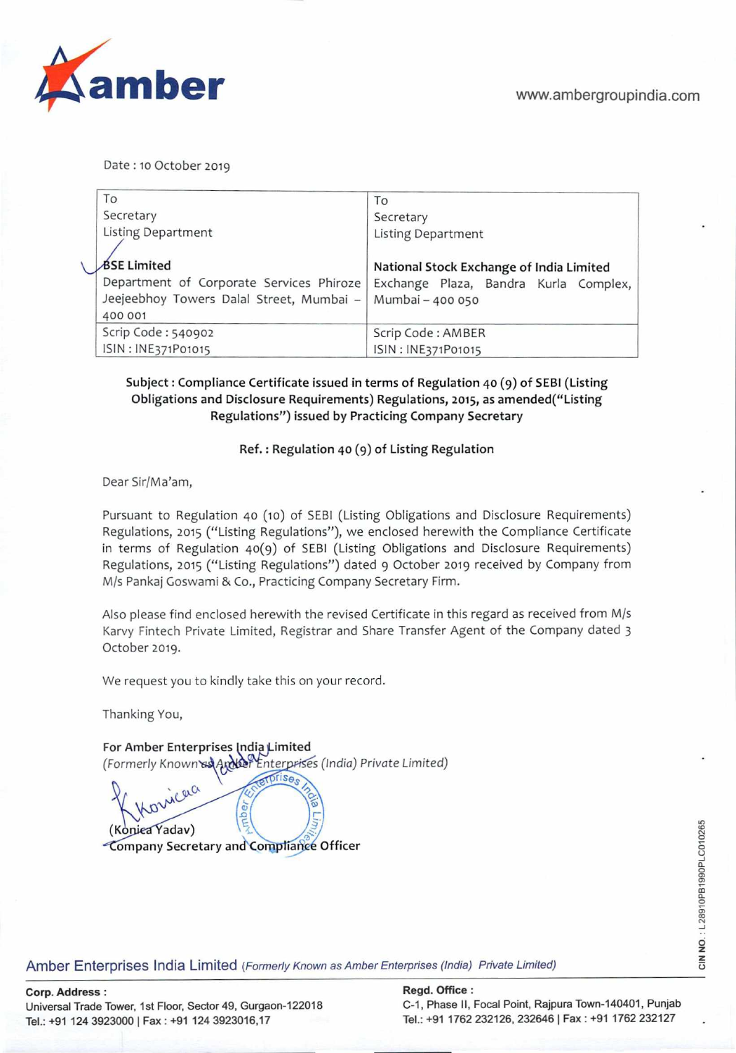amber

www.ambergroupindia.com

Date : 10 October 2019

| To<br>Secretary<br>Listing Department<br><br>**BSE Limited**<br>Department of Corporate Services Phiroze Jeejeebhoy Towers Dalal Street, Mumbai – 400 001 | To<br>Secretary<br>Listing Department<br><br>**National Stock Exchange of India Limited**<br>Exchange Plaza, Bandra Kurla Complex, Mumbai – 400 050 |
|---|---|
| Scrip Code : 540902<br>ISIN : INE371P01015 | Scrip Code : AMBER<br>ISIN : INE371P01015 |

**Subject : Compliance Certificate issued in terms of Regulation 40 (9) of SEBI (Listing Obligations and Disclosure Requirements) Regulations, 2015, as amended("Listing Regulations") issued by Practicing Company Secretary**

**Ref. : Regulation 40 (9) of Listing Regulation**

Dear Sir/Ma'am,

Pursuant to Regulation 40 (10) of SEBI (Listing Obligations and Disclosure Requirements) Regulations, 2015 ("Listing Regulations"), we enclosed herewith the Compliance Certificate in terms of Regulation 40(9) of SEBI (Listing Obligations and Disclosure Requirements) Regulations, 2015 ("Listing Regulations") dated 9 October 2019 received by Company from M/s Pankaj Goswami & Co., Practicing Company Secretary Firm.

Also please find enclosed herewith the revised Certificate in this regard as received from M/s Karvy Fintech Private Limited, Registrar and Share Transfer Agent of the Company dated 3 October 2019.

We request you to kindly take this on your record.

Thanking You,

**For Amber Enterprises India Limited**
*(Formerly Known as Amber Enterprises (India) Private Limited)*

(Konica Yadav)
**Company Secretary and Compliance Officer**

Amber Enterprises India Limited *(Formerly Known as Amber Enterprises (India) Private Limited)*

**Corp. Address :**
Universal Trade Tower, 1st Floor, Sector 49, Gurgaon-122018
Tel.: +91 124 3923000 | Fax : +91 124 3923016,17

**Regd. Office :**
C-1, Phase II, Focal Point, Rajpura Town-140401, Punjab
Tel.: +91 1762 232126, 232646 | Fax : +91 1762 232127

CIN NO. : L28910PB1990PLC010265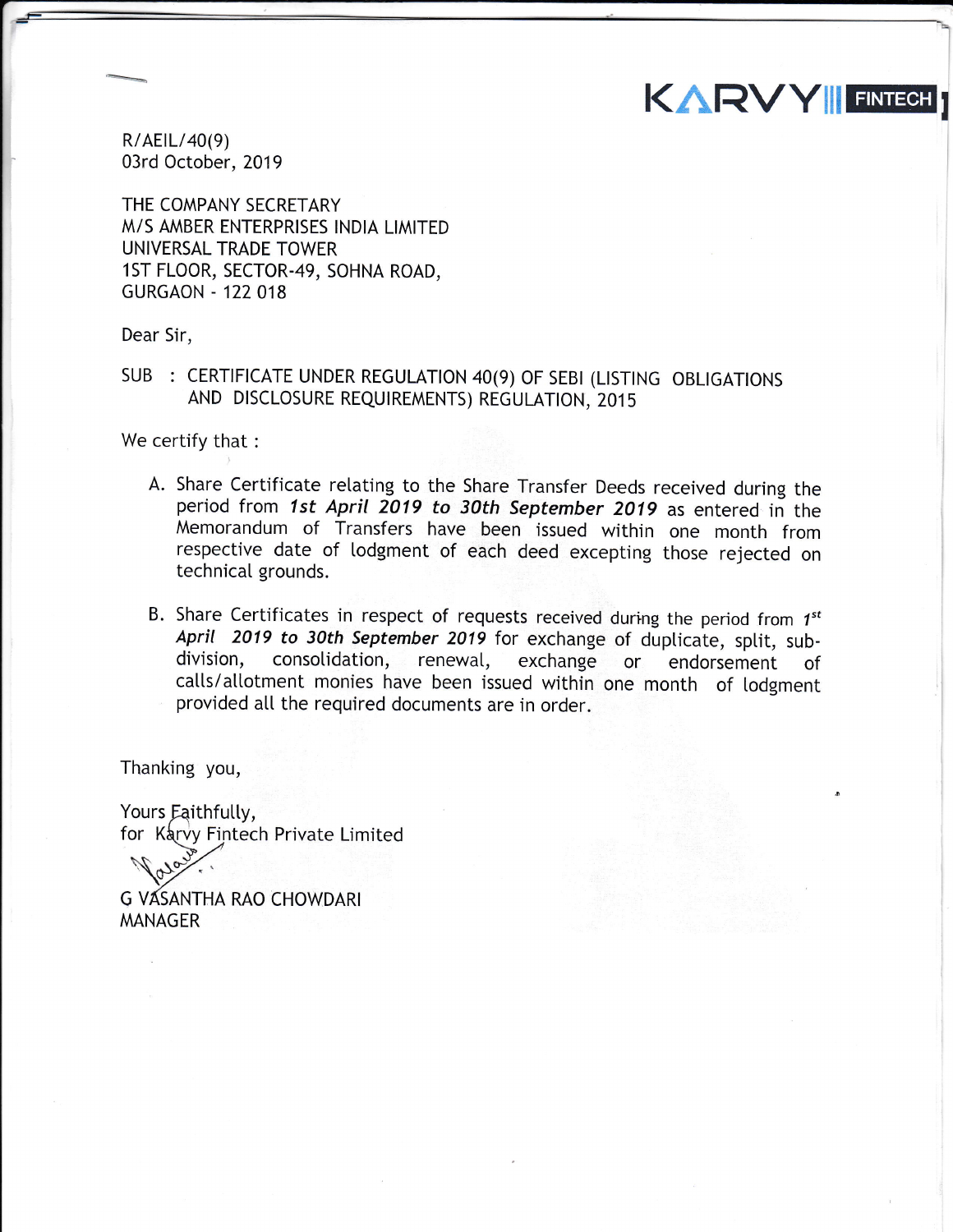KARVY FINTECH

R/AEIL/40(9)
03rd October, 2019

THE COMPANY SECRETARY
M/S AMBER ENTERPRISES INDIA LIMITED
UNIVERSAL TRADE TOWER
1ST FLOOR, SECTOR-49, SOHNA ROAD,
GURGAON - 122 018

Dear Sir,

SUB : CERTIFICATE UNDER REGULATION 40(9) OF SEBI (LISTING OBLIGATIONS AND DISCLOSURE REQUIREMENTS) REGULATION, 2015

We certify that :

A. Share Certificate relating to the Share Transfer Deeds received during the period from ***1st April 2019 to 30th September 2019*** as entered in the Memorandum of Transfers have been issued within one month from respective date of lodgment of each deed excepting those rejected on technical grounds.

B. Share Certificates in respect of requests received during the period from ***1st April 2019 to 30th September 2019*** for exchange of duplicate, split, sub-division, consolidation, renewal, exchange or endorsement of calls/allotment monies have been issued within one month of lodgment provided all the required documents are in order.

Thanking you,

Yours Faithfully,
for Karvy Fintech Private Limited

G VASANTHA RAO CHOWDARI
MANAGER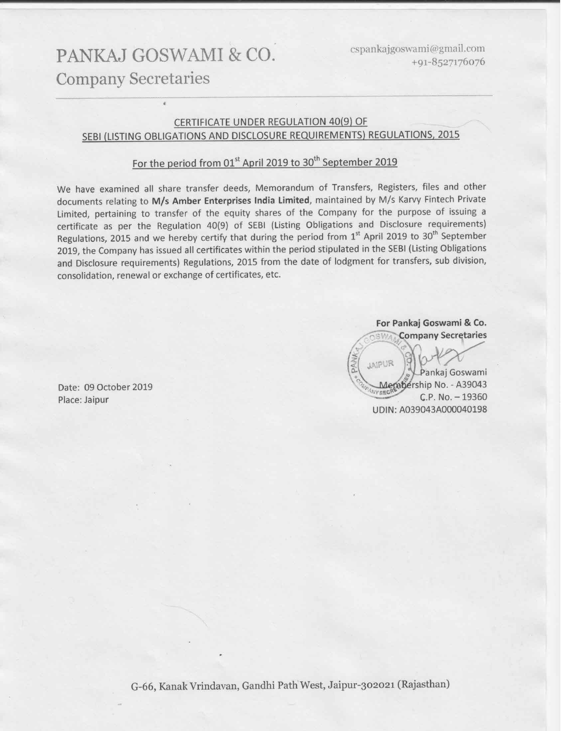# PANKAJ GOSWAMI & CO.

## Company Secretaries

cspankajgoswami@gmail.com
+91-8527176076

### CERTIFICATE UNDER REGULATION 40(9) OF SEBI (LISTING OBLIGATIONS AND DISCLOSURE REQUIREMENTS) REGULATIONS, 2015

For the period from 01st April 2019 to 30th September 2019

We have examined all share transfer deeds, Memorandum of Transfers, Registers, files and other documents relating to **M/s Amber Enterprises India Limited**, maintained by M/s Karvy Fintech Private Limited, pertaining to transfer of the equity shares of the Company for the purpose of issuing a certificate as per the Regulation 40(9) of SEBI (Listing Obligations and Disclosure requirements) Regulations, 2015 and we hereby certify that during the period from 1st April 2019 to 30th September 2019, the Company has issued all certificates within the period stipulated in the SEBI (Listing Obligations and Disclosure requirements) Regulations, 2015 from the date of lodgment for transfers, sub division, consolidation, renewal or exchange of certificates, etc.

**For Pankaj Goswami & Co.**
**Company Secretaries**

Pankaj Goswami
Membership No. - A39043
C.P. No. – 19360
UDIN: A039043A000040198

Date: 09 October 2019
Place: Jaipur

G-66, Kanak Vrindavan, Gandhi Path West, Jaipur-302021 (Rajasthan)